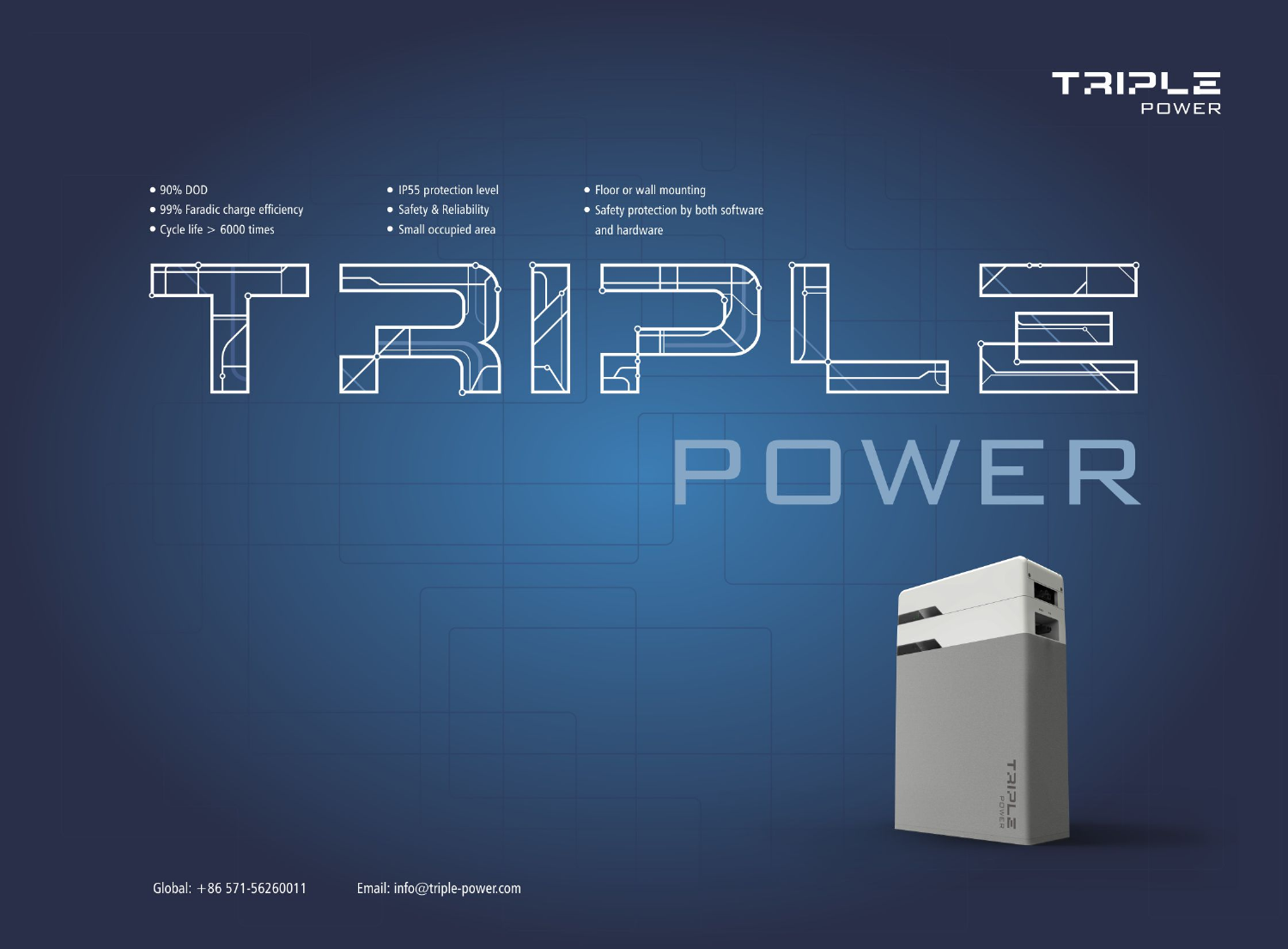# TRIPLE POWER

- 90% DOD
- 99% Faradic charge efficiency
- Cycle life > 6000 times
- IP55 protection level
- Safety & Reliability
- Small occupied area
- Floor or wall mounting
- Safety protection by both software and hardware

Global: +86 571-56260011

Email: info@triple-power.com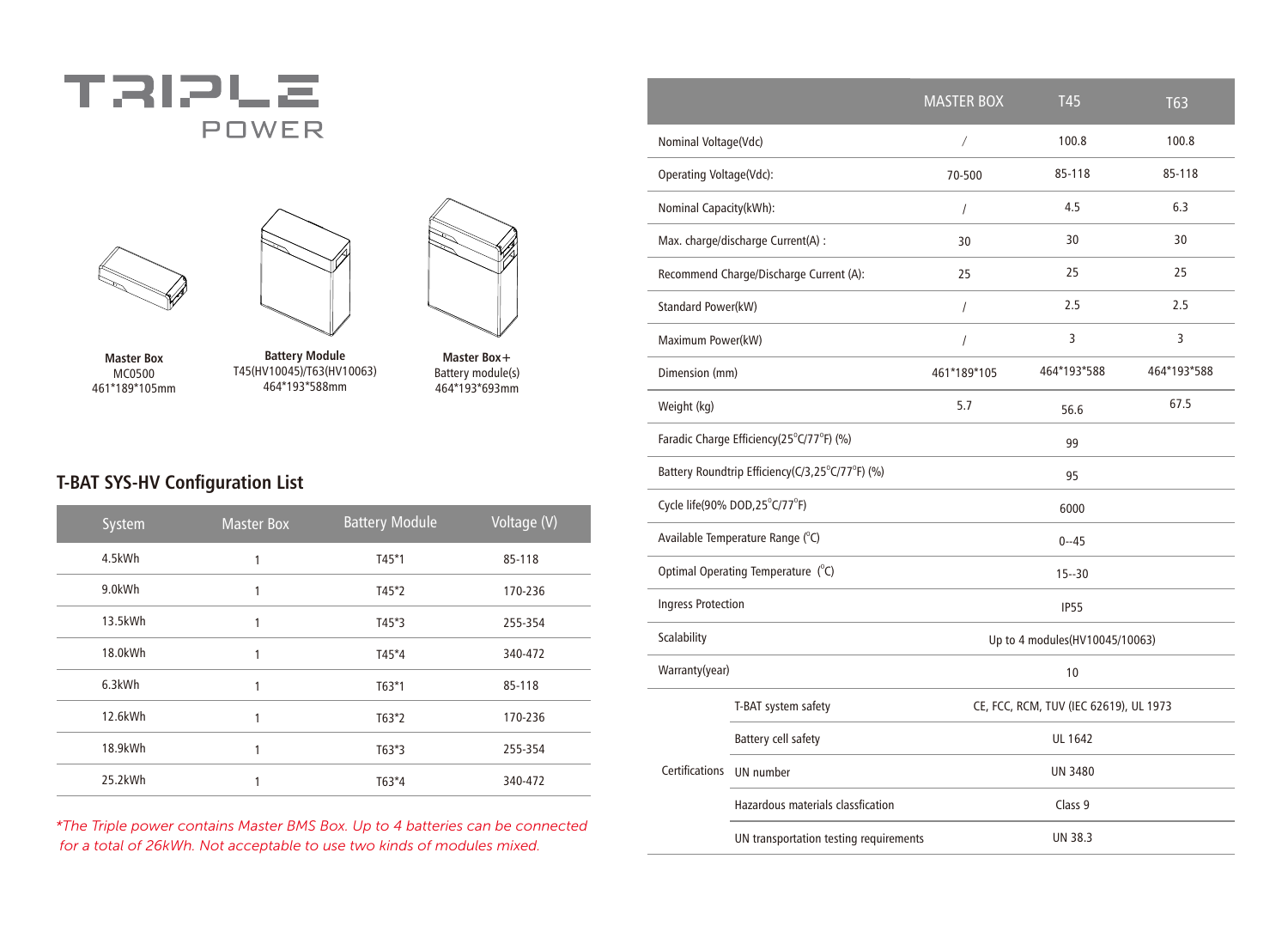# TRIPLE POWER

**Master Box**
MC0500
461*189*105mm

**Battery Module**
T45(HV10045)/T63(HV10063)
464*193*588mm

**Master Box+**
Battery module(s)
464*193*693mm

## T-BAT SYS-HV Configuration List

| System | Master Box | Battery Module | Voltage (V) |
|---|---|---|---|
| 4.5kWh | 1 | T45*1 | 85-118 |
| 9.0kWh | 1 | T45*2 | 170-236 |
| 13.5kWh | 1 | T45*3 | 255-354 |
| 18.0kWh | 1 | T45*4 | 340-472 |
| 6.3kWh | 1 | T63*1 | 85-118 |
| 12.6kWh | 1 | T63*2 | 170-236 |
| 18.9kWh | 1 | T63*3 | 255-354 |
| 25.2kWh | 1 | T63*4 | 340-472 |

*\*The Triple power contains Master BMS Box. Up to 4 batteries can be connected for a total of 26kWh. Not acceptable to use two kinds of modules mixed.*

| | | MASTER BOX | T45 | T63 |
|---|---|---|---|---|
| Nominal Voltage(Vdc) | | / | 100.8 | 100.8 |
| Operating Voltage(Vdc): | | 70-500 | 85-118 | 85-118 |
| Nominal Capacity(kWh): | | / | 4.5 | 6.3 |
| Max. charge/discharge Current(A) : | | 30 | 30 | 30 |
| Recommend Charge/Discharge Current (A): | | 25 | 25 | 25 |
| Standard Power(kW) | | / | 2.5 | 2.5 |
| Maximum Power(kW) | | / | 3 | 3 |
| Dimension (mm) | | 461*189*105 | 464*193*588 | 464*193*588 |
| Weight (kg) | | 5.7 | 56.6 | 67.5 |
| Faradic Charge Efficiency(25°C/77°F) (%) | | | 99 | |
| Battery Roundtrip Efficiency(C/3,25°C/77°F) (%) | | | 95 | |
| Cycle life(90% DOD,25°C/77°F) | | | 6000 | |
| Available Temperature Range (°C) | | | 0--45 | |
| Optimal Operating Temperature (°C) | | | 15--30 | |
| Ingress Protection | | | IP55 | |
| Scalability | | | Up to 4 modules(HV10045/10063) | |
| Warranty(year) | | | 10 | |
| Certifications | T-BAT system safety | | CE, FCC, RCM, TUV (IEC 62619), UL 1973 | |
| | Battery cell safety | | UL 1642 | |
| | UN number | | UN 3480 | |
| | Hazardous materials classfication | | Class 9 | |
| | UN transportation testing requirements | | UN 38.3 | |